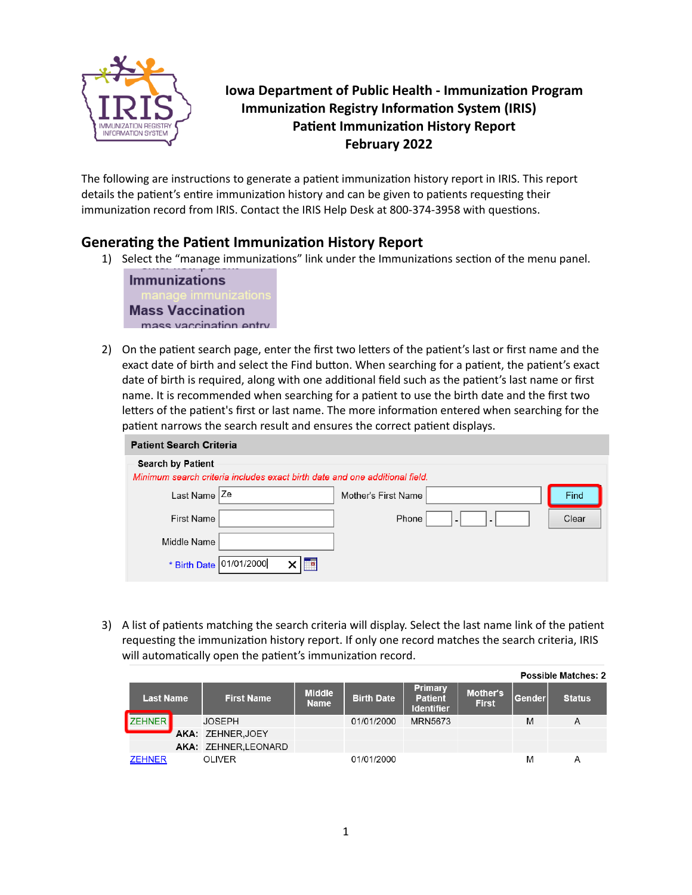# Iowa Department of Public Health - Immunization Program
## Immunization Registry Information System (IRIS)
## Patient Immunization History Report
## February 2022

The following are instructions to generate a patient immunization history report in IRIS. This report details the patient's entire immunization history and can be given to patients requesting their immunization record from IRIS. Contact the IRIS Help Desk at 800-374-3958 with questions.

## Generating the Patient Immunization History Report

1) Select the "manage immunizations" link under the Immunizations section of the menu panel.

   **Immunizations**
   manage immunizations
   **Mass Vaccination**
   mass vaccination entry

2) On the patient search page, enter the first two letters of the patient's last or first name and the exact date of birth and select the Find button. When searching for a patient, the patient's exact date of birth is required, along with one additional field such as the patient's last name or first name. It is recommended when searching for a patient to use the birth date and the first two letters of the patient's first or last name. The more information entered when searching for the patient narrows the search result and ensures the correct patient displays.

   **Patient Search Criteria**

   **Search by Patient**

   *Minimum search criteria includes exact birth date and one additional field.*

   | | | | | |
   |---|---|---|---|---|
   | Last Name | Ze | Mother's First Name | | Find |
   | First Name | | Phone | - - | Clear |
   | Middle Name | | | | |
   | * Birth Date | 01/01/2000 | | | |

3) A list of patients matching the search criteria will display. Select the last name link of the patient requesting the immunization history report. If only one record matches the search criteria, IRIS will automatically open the patient's immunization record.

   **Possible Matches: 2**

   | Last Name | First Name | Middle Name | Birth Date | Primary Patient Identifier | Mother's First | Gender | Status |
   |---|---|---|---|---|---|---|---|
   | ZEHNER | JOSEPH | | 01/01/2000 | MRN5673 | | M | A |
   | AKA: | ZEHNER,JOEY | | | | | | |
   | AKA: | ZEHNER,LEONARD | | | | | | |
   | ZEHNER | OLIVER | | 01/01/2000 | | | M | A |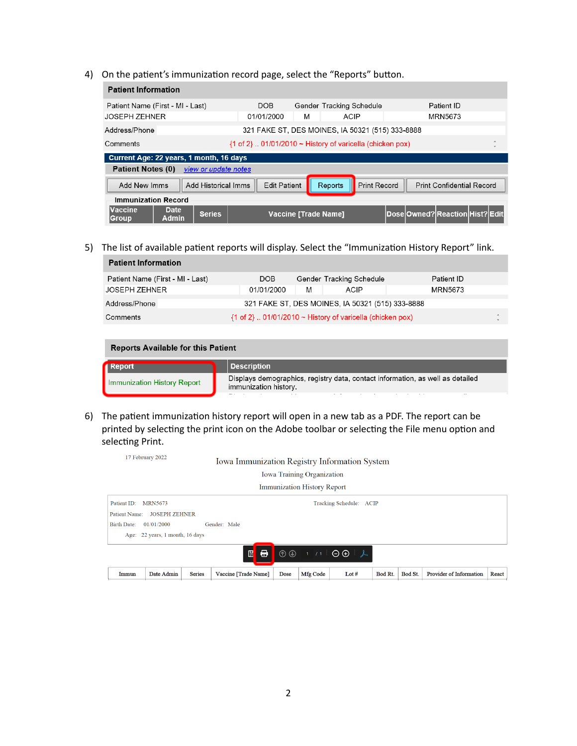4) On the patient's immunization record page, select the "Reports" button.

**Patient Information**

| Patient Name (First - MI - Last) | DOB | Gender | Tracking Schedule | Patient ID |
|---|---|---|---|---|
| JOSEPH ZEHNER | 01/01/2000 | M | ACIP | MRN5673 |

Address/Phone: 321 FAKE ST, DES MOINES, IA 50321 (515) 333-8888

Comments: {1 of 2} .. 01/01/2010 ~ History of varicella (chicken pox)

**Current Age: 22 years, 1 month, 16 days**

**Patient Notes (0)** *view or update notes*

Add New Imms | Add Historical Imms | Edit Patient | Reports | Print Record | Print Confidential Record

**Immunization Record**

| Vaccine Group | Date Admin | Series | Vaccine [Trade Name] | Dose | Owned? | Reaction | Hist? | Edit |
|---|---|---|---|---|---|---|---|---|

5) The list of available patient reports will display. Select the "Immunization History Report" link.

**Patient Information**

| Patient Name (First - MI - Last) | DOB | Gender | Tracking Schedule | Patient ID |
|---|---|---|---|---|
| JOSEPH ZEHNER | 01/01/2000 | M | ACIP | MRN5673 |

Address/Phone: 321 FAKE ST, DES MOINES, IA 50321 (515) 333-8888

Comments: {1 of 2} .. 01/01/2010 ~ History of varicella (chicken pox)

**Reports Available for this Patient**

| Report | Description |
|---|---|
| Immunization History Report | Displays demographics, registry data, contact information, as well as detailed immunization history. |

6) The patient immunization history report will open in a new tab as a PDF. The report can be printed by selecting the print icon on the Adobe toolbar or selecting the File menu option and selecting Print.

17 February 2022

Iowa Immunization Registry Information System

Iowa Training Organization

Immunization History Report

Patient ID: MRN5673 Tracking Schedule: ACIP

Patient Name: JOSEPH ZEHNER

Birth Date: 01/01/2000 Gender: Male

Age: 22 years, 1 month, 16 days

| Immun | Date Admin | Series | Vaccine [Trade Name] | Dose | Mfg Code | Lot # | Bod Rt. | Bod St. | Provider of Information | React |
|---|---|---|---|---|---|---|---|---|---|---|